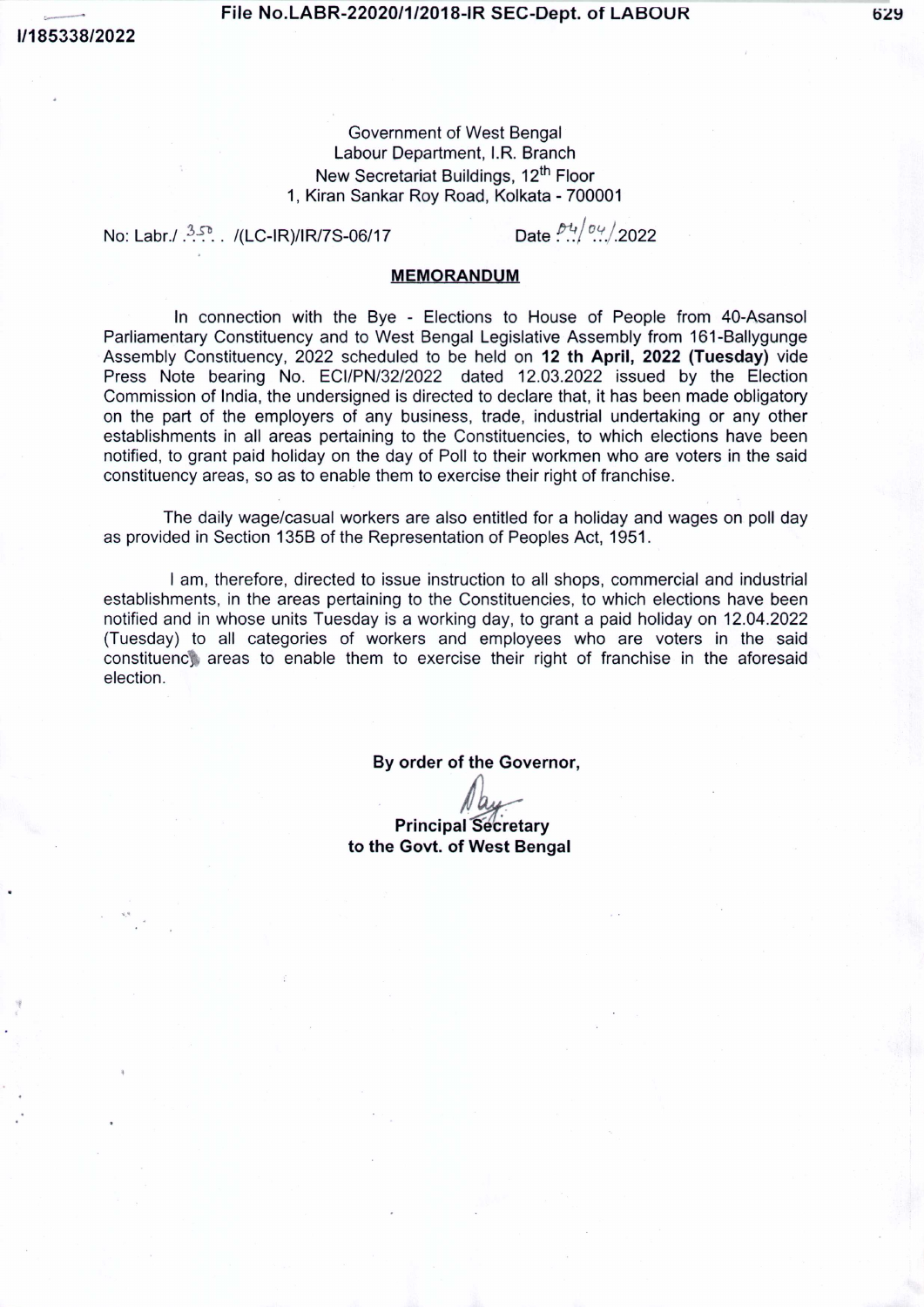Government of West Bengal
Labour Department, I.R. Branch
New Secretariat Buildings, 12th Floor
1, Kiran Sankar Roy Road, Kolkata - 700001

No: Labr./ 350 /(LC-IR)/IR/7S-06/17 Date 04/04/2022

**MEMORANDUM**

In connection with the Bye - Elections to House of People from 40-Asansol Parliamentary Constituency and to West Bengal Legislative Assembly from 161-Ballygunge Assembly Constituency, 2022 scheduled to be held on **12 th April, 2022 (Tuesday)** vide Press Note bearing No. ECI/PN/32/2022 dated 12.03.2022 issued by the Election Commission of India, the undersigned is directed to declare that, it has been made obligatory on the part of the employers of any business, trade, industrial undertaking or any other establishments in all areas pertaining to the Constituencies, to which elections have been notified, to grant paid holiday on the day of Poll to their workmen who are voters in the said constituency areas, so as to enable them to exercise their right of franchise.

The daily wage/casual workers are also entitled for a holiday and wages on poll day as provided in Section 135B of the Representation of Peoples Act, 1951.

I am, therefore, directed to issue instruction to all shops, commercial and industrial establishments, in the areas pertaining to the Constituencies, to which elections have been notified and in whose units Tuesday is a working day, to grant a paid holiday on 12.04.2022 (Tuesday) to all categories of workers and employees who are voters in the said constituency areas to enable them to exercise their right of franchise in the aforesaid election.

**By order of the Governor,**

**Principal Secretary**
**to the Govt. of West Bengal**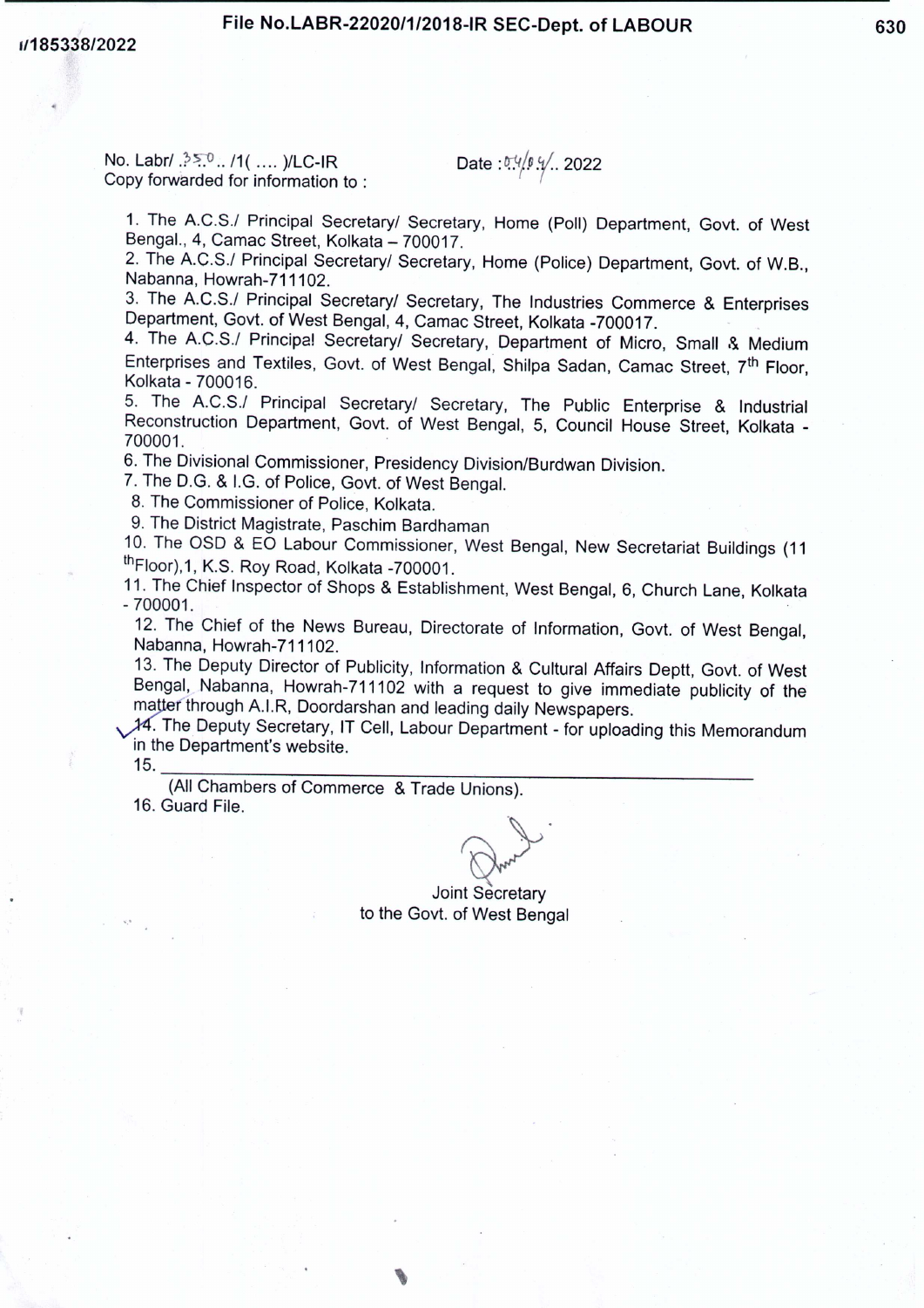No. Labr/ .350.. /1( .... )/LC-IR  Date : 04/04/.. 2022

Copy forwarded for information to :

1. The A.C.S./ Principal Secretary/ Secretary, Home (Poll) Department, Govt. of West Bengal., 4, Camac Street, Kolkata – 700017.
2. The A.C.S./ Principal Secretary/ Secretary, Home (Police) Department, Govt. of W.B., Nabanna, Howrah-711102.
3. The A.C.S./ Principal Secretary/ Secretary, The Industries Commerce & Enterprises Department, Govt. of West Bengal, 4, Camac Street, Kolkata -700017.
4. The A.C.S./ Principal Secretary/ Secretary, Department of Micro, Small & Medium Enterprises and Textiles, Govt. of West Bengal, Shilpa Sadan, Camac Street, 7th Floor, Kolkata - 700016.
5. The A.C.S./ Principal Secretary/ Secretary, The Public Enterprise & Industrial Reconstruction Department, Govt. of West Bengal, 5, Council House Street, Kolkata - 700001.
6. The Divisional Commissioner, Presidency Division/Burdwan Division.
7. The D.G. & I.G. of Police, Govt. of West Bengal.
8. The Commissioner of Police, Kolkata.
9. The District Magistrate, Paschim Bardhaman
10. The OSD & EO Labour Commissioner, West Bengal, New Secretariat Buildings (11thFloor),1, K.S. Roy Road, Kolkata -700001.
11. The Chief Inspector of Shops & Establishment, West Bengal, 6, Church Lane, Kolkata - 700001.
12. The Chief of the News Bureau, Directorate of Information, Govt. of West Bengal, Nabanna, Howrah-711102.
13. The Deputy Director of Publicity, Information & Cultural Affairs Deptt, Govt. of West Bengal, Nabanna, Howrah-711102 with a request to give immediate publicity of the matter through A.I.R, Doordarshan and leading daily Newspapers.
14. The Deputy Secretary, IT Cell, Labour Department - for uploading this Memorandum in the Department's website.
15. ____________________________________________
    (All Chambers of Commerce & Trade Unions).
16. Guard File.

Joint Secretary
to the Govt. of West Bengal